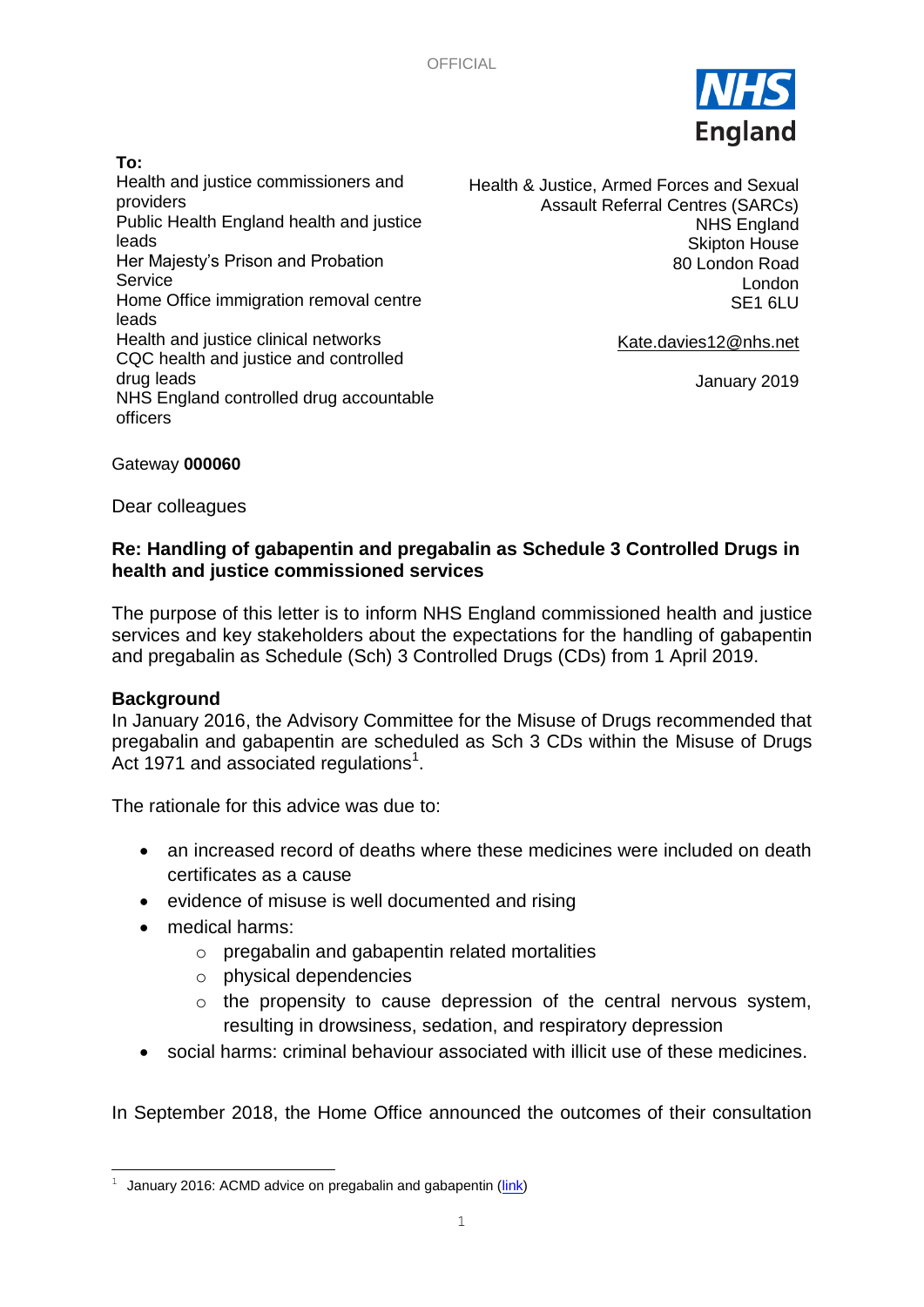OFFICIAL

**To:**
Health and justice commissioners and providers
Public Health England health and justice leads
Her Majesty's Prison and Probation Service
Home Office immigration removal centre leads
Health and justice clinical networks
CQC health and justice and controlled drug leads
NHS England controlled drug accountable officers

Health & Justice, Armed Forces and Sexual Assault Referral Centres (SARCs)
NHS England
Skipton House
80 London Road
London
SE1 6LU

Kate.davies12@nhs.net

January 2019

Gateway **000060**

Dear colleagues

**Re: Handling of gabapentin and pregabalin as Schedule 3 Controlled Drugs in health and justice commissioned services**

The purpose of this letter is to inform NHS England commissioned health and justice services and key stakeholders about the expectations for the handling of gabapentin and pregabalin as Schedule (Sch) 3 Controlled Drugs (CDs) from 1 April 2019.

**Background**

In January 2016, the Advisory Committee for the Misuse of Drugs recommended that pregabalin and gabapentin are scheduled as Sch 3 CDs within the Misuse of Drugs Act 1971 and associated regulations[1].

The rationale for this advice was due to:

- an increased record of deaths where these medicines were included on death certificates as a cause
- evidence of misuse is well documented and rising
- medical harms:
  - pregabalin and gabapentin related mortalities
  - physical dependencies
  - the propensity to cause depression of the central nervous system, resulting in drowsiness, sedation, and respiratory depression
- social harms: criminal behaviour associated with illicit use of these medicines.

In September 2018, the Home Office announced the outcomes of their consultation

[1] January 2016: ACMD advice on pregabalin and gabapentin (link)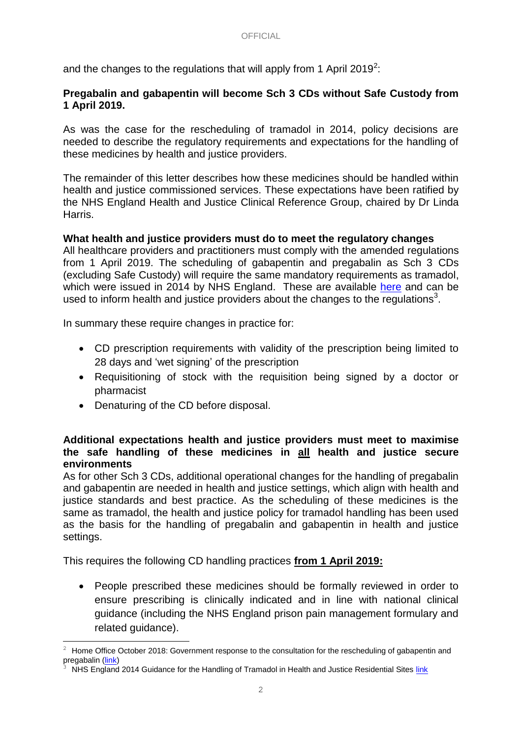and the changes to the regulations that will apply from 1 April 2019[2]:

**Pregabalin and gabapentin will become Sch 3 CDs without Safe Custody from 1 April 2019.**

As was the case for the rescheduling of tramadol in 2014, policy decisions are needed to describe the regulatory requirements and expectations for the handling of these medicines by health and justice providers.

The remainder of this letter describes how these medicines should be handled within health and justice commissioned services. These expectations have been ratified by the NHS England Health and Justice Clinical Reference Group, chaired by Dr Linda Harris.

**What health and justice providers must do to meet the regulatory changes**

All healthcare providers and practitioners must comply with the amended regulations from 1 April 2019. The scheduling of gabapentin and pregabalin as Sch 3 CDs (excluding Safe Custody) will require the same mandatory requirements as tramadol, which were issued in 2014 by NHS England. These are available here and can be used to inform health and justice providers about the changes to the regulations[3].

In summary these require changes in practice for:

- CD prescription requirements with validity of the prescription being limited to 28 days and 'wet signing' of the prescription
- Requisitioning of stock with the requisition being signed by a doctor or pharmacist
- Denaturing of the CD before disposal.

**Additional expectations health and justice providers must meet to maximise the safe handling of these medicines in <u>all</u> health and justice secure environments**

As for other Sch 3 CDs, additional operational changes for the handling of pregabalin and gabapentin are needed in health and justice settings, which align with health and justice standards and best practice. As the scheduling of these medicines is the same as tramadol, the health and justice policy for tramadol handling has been used as the basis for the handling of pregabalin and gabapentin in health and justice settings.

This requires the following CD handling practices **<u>from 1 April 2019:</u>**

- People prescribed these medicines should be formally reviewed in order to ensure prescribing is clinically indicated and in line with national clinical guidance (including the NHS England prison pain management formulary and related guidance).

---

[2] Home Office October 2018: Government response to the consultation for the rescheduling of gabapentin and pregabalin (link)

[3] NHS England 2014 Guidance for the Handling of Tramadol in Health and Justice Residential Sites link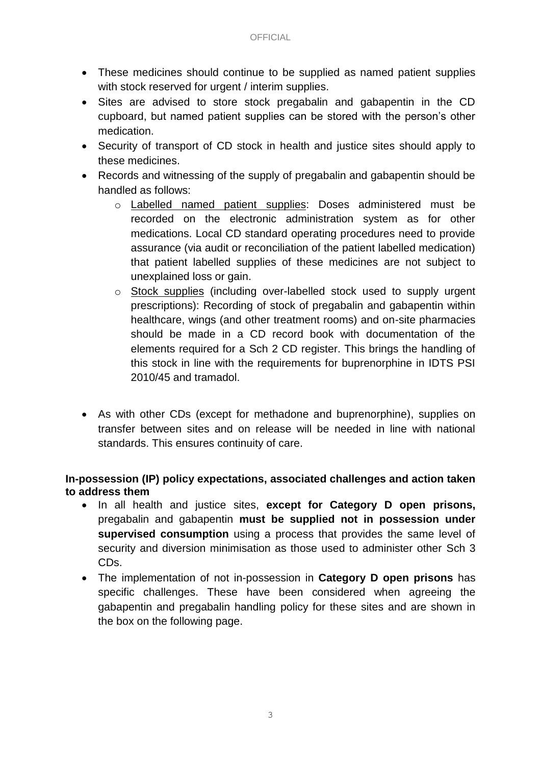- These medicines should continue to be supplied as named patient supplies with stock reserved for urgent / interim supplies.
- Sites are advised to store stock pregabalin and gabapentin in the CD cupboard, but named patient supplies can be stored with the person's other medication.
- Security of transport of CD stock in health and justice sites should apply to these medicines.
- Records and witnessing of the supply of pregabalin and gabapentin should be handled as follows:
  - Labelled named patient supplies: Doses administered must be recorded on the electronic administration system as for other medications. Local CD standard operating procedures need to provide assurance (via audit or reconciliation of the patient labelled medication) that patient labelled supplies of these medicines are not subject to unexplained loss or gain.
  - Stock supplies (including over-labelled stock used to supply urgent prescriptions): Recording of stock of pregabalin and gabapentin within healthcare, wings (and other treatment rooms) and on-site pharmacies should be made in a CD record book with documentation of the elements required for a Sch 2 CD register. This brings the handling of this stock in line with the requirements for buprenorphine in IDTS PSI 2010/45 and tramadol.

- As with other CDs (except for methadone and buprenorphine), supplies on transfer between sites and on release will be needed in line with national standards. This ensures continuity of care.

**In-possession (IP) policy expectations, associated challenges and action taken to address them**

- In all health and justice sites, **except for Category D open prisons,** pregabalin and gabapentin **must be supplied not in possession under supervised consumption** using a process that provides the same level of security and diversion minimisation as those used to administer other Sch 3 CDs.
- The implementation of not in-possession in **Category D open prisons** has specific challenges. These have been considered when agreeing the gabapentin and pregabalin handling policy for these sites and are shown in the box on the following page.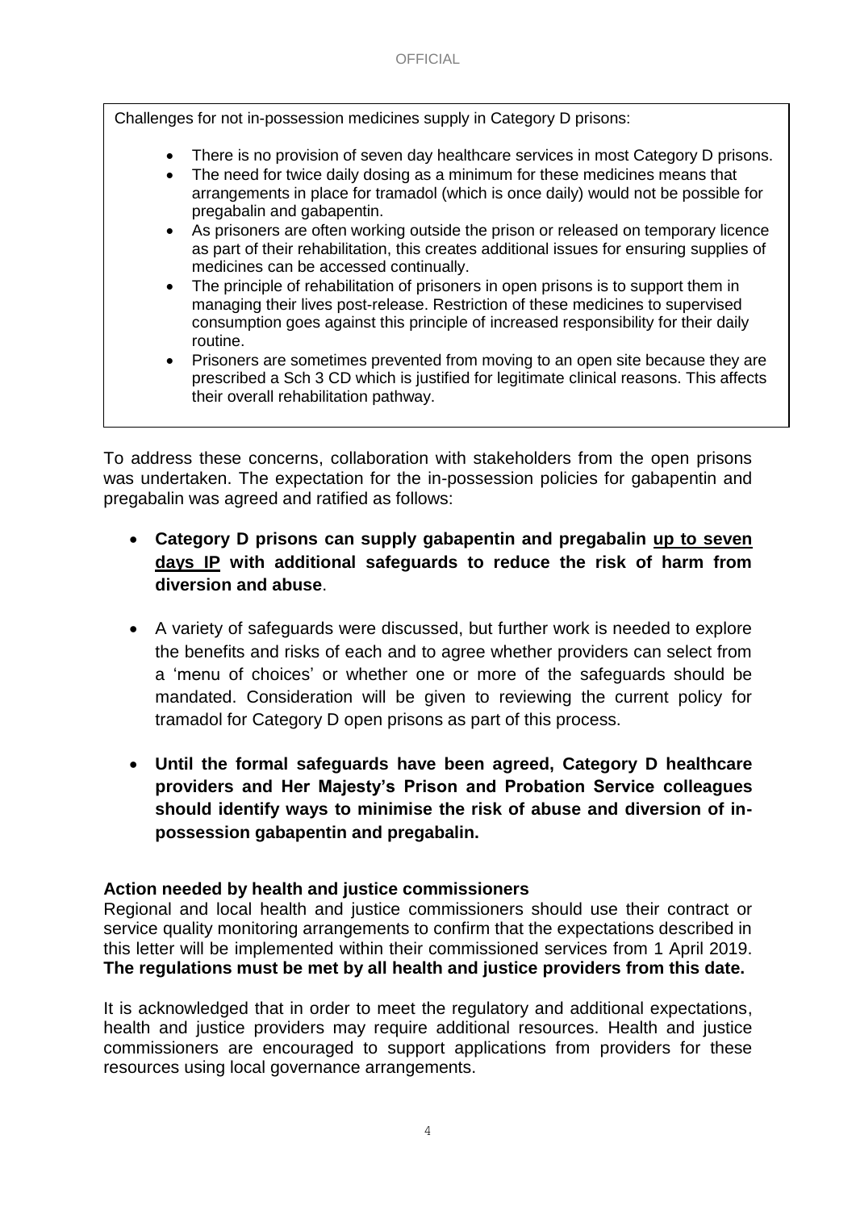Challenges for not in-possession medicines supply in Category D prisons:

- There is no provision of seven day healthcare services in most Category D prisons.
- The need for twice daily dosing as a minimum for these medicines means that arrangements in place for tramadol (which is once daily) would not be possible for pregabalin and gabapentin.
- As prisoners are often working outside the prison or released on temporary licence as part of their rehabilitation, this creates additional issues for ensuring supplies of medicines can be accessed continually.
- The principle of rehabilitation of prisoners in open prisons is to support them in managing their lives post-release. Restriction of these medicines to supervised consumption goes against this principle of increased responsibility for their daily routine.
- Prisoners are sometimes prevented from moving to an open site because they are prescribed a Sch 3 CD which is justified for legitimate clinical reasons. This affects their overall rehabilitation pathway.

To address these concerns, collaboration with stakeholders from the open prisons was undertaken. The expectation for the in-possession policies for gabapentin and pregabalin was agreed and ratified as follows:

- **Category D prisons can supply gabapentin and pregabalin up to seven days IP with additional safeguards to reduce the risk of harm from diversion and abuse**.
- A variety of safeguards were discussed, but further work is needed to explore the benefits and risks of each and to agree whether providers can select from a 'menu of choices' or whether one or more of the safeguards should be mandated. Consideration will be given to reviewing the current policy for tramadol for Category D open prisons as part of this process.
- **Until the formal safeguards have been agreed, Category D healthcare providers and Her Majesty's Prison and Probation Service colleagues should identify ways to minimise the risk of abuse and diversion of in-possession gabapentin and pregabalin.**

**Action needed by health and justice commissioners**

Regional and local health and justice commissioners should use their contract or service quality monitoring arrangements to confirm that the expectations described in this letter will be implemented within their commissioned services from 1 April 2019. **The regulations must be met by all health and justice providers from this date.**

It is acknowledged that in order to meet the regulatory and additional expectations, health and justice providers may require additional resources. Health and justice commissioners are encouraged to support applications from providers for these resources using local governance arrangements.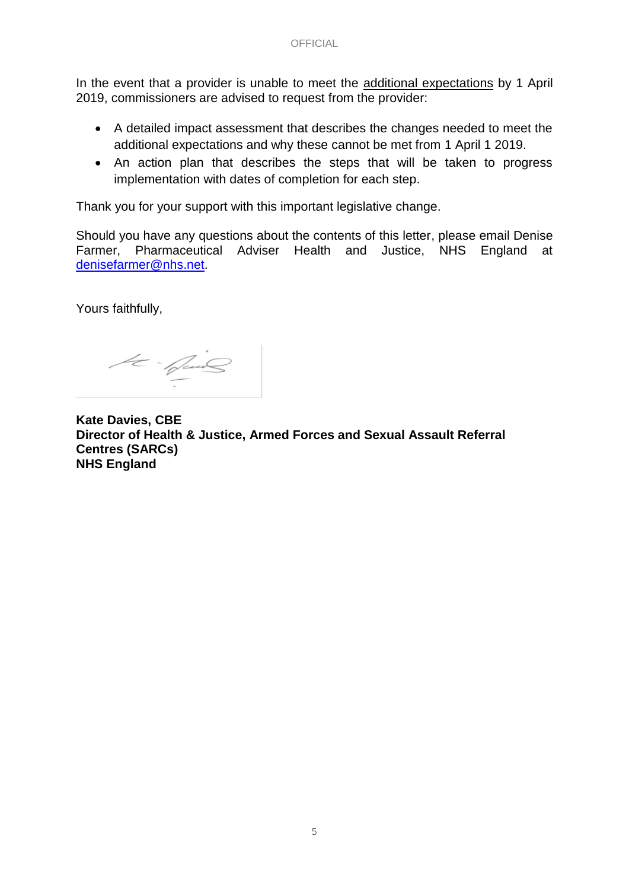In the event that a provider is unable to meet the additional expectations by 1 April 2019, commissioners are advised to request from the provider:

- A detailed impact assessment that describes the changes needed to meet the additional expectations and why these cannot be met from 1 April 1 2019.
- An action plan that describes the steps that will be taken to progress implementation with dates of completion for each step.

Thank you for your support with this important legislative change.

Should you have any questions about the contents of this letter, please email Denise Farmer, Pharmaceutical Adviser Health and Justice, NHS England at denisefarmer@nhs.net.

Yours faithfully,

**Kate Davies, CBE**
**Director of Health & Justice, Armed Forces and Sexual Assault Referral Centres (SARCs)**
**NHS England**